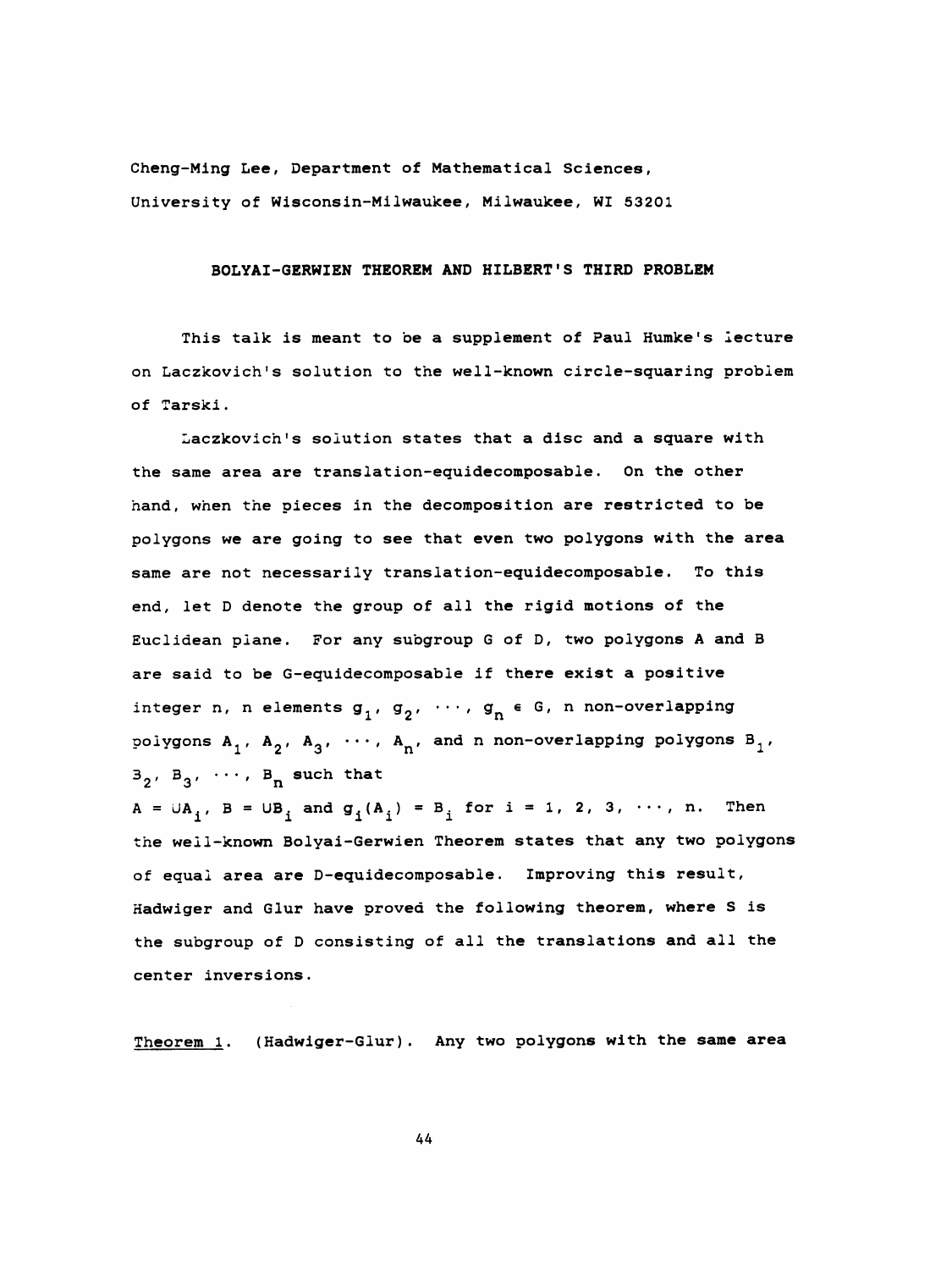Cheng-Ming Lee, Department of Mathematical Sciences, University of Wisconsin-Milwaukee, Milwaukee, WI 53201

## BOLYAI-GERWIEN THEOREM AND HILBERT'S THIRD PROBLEM

This talk is meant to be a supplement of Paul Humke's lecture on Laczkovich's solution to the well-known circle-squaring problem of Tarski.

Laczkovich's solution states that a disc and a square with the same area are translation-equidecomposable. On the other hand, when the pieces in the decomposition are restricted to be polygons we are going to see that even two polygons with the area same are not necessarily translation-equidecomposable. To this end, let D denote the group of all the rigid motions of the Euclidean plane. For any subgroup G of D, two polygons A and B are said to be G-equidecomposable if there exist a positive integer n, n elements $g_1$, $g_2$, $\cdots$, $g_n \in G$, n non-overlapping polygons $A_1$, $A_2$, $A_3$, $\cdots$, $A_n$, and n non-overlapping polygons $B_1$, $B_2$, $B_3$, $\cdots$, $B_n$ such that

$A = \cup A_i$, $B = \cup B_i$ and $g_i(A_i) = B_i$ for $i = 1, 2, 3, \cdots, n$. Then the well-known Bolyai-Gerwien Theorem states that any two polygons of equal area are D-equidecomposable. Improving this result, Hadwiger and Glur have proved the following theorem, where S is the subgroup of D consisting of all the translations and all the center inversions.

<u>Theorem 1</u>. (Hadwiger-Glur). Any two polygons with the same area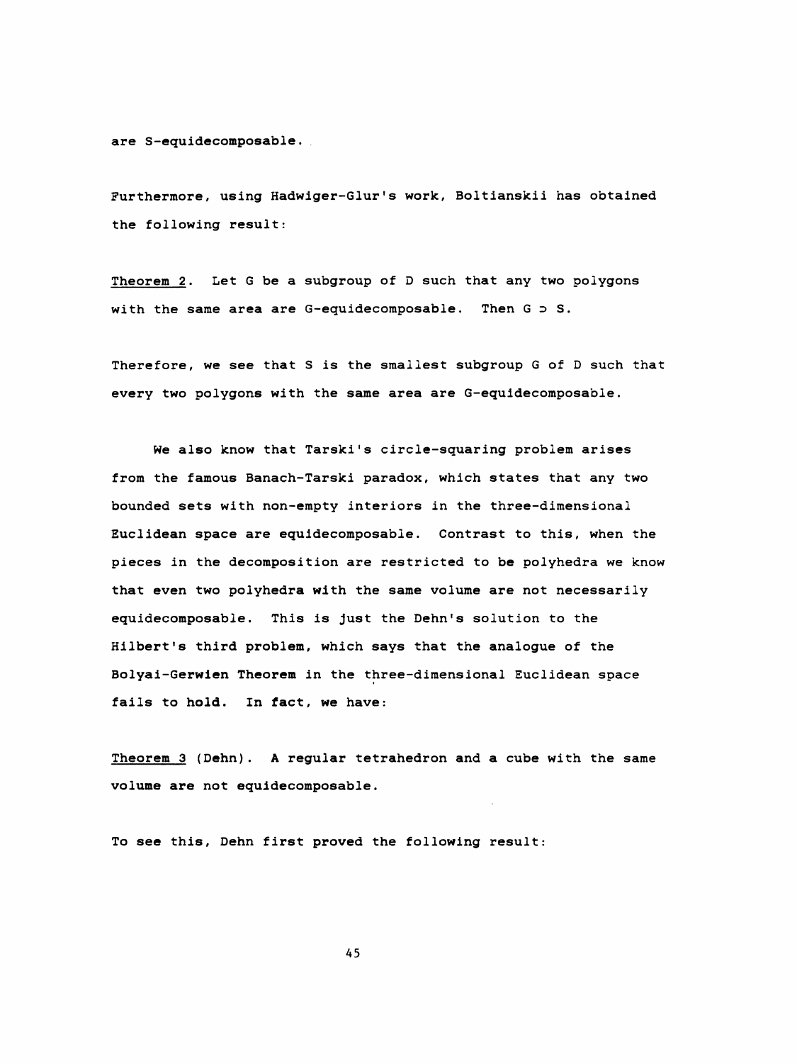are S-equidecomposable.

Furthermore, using Hadwiger-Glur's work, Boltianskii has obtained the following result:

<u>Theorem 2</u>. Let G be a subgroup of D such that any two polygons with the same area are G-equidecomposable. Then $G \supset S$.

Therefore, we see that S is the smallest subgroup G of D such that every two polygons with the same area are G-equidecomposable.

We also know that Tarski's circle-squaring problem arises from the famous Banach-Tarski paradox, which states that any two bounded sets with non-empty interiors in the three-dimensional Euclidean space are equidecomposable. Contrast to this, when the pieces in the decomposition are restricted to be polyhedra we know that even two polyhedra with the same volume are not necessarily equidecomposable. This is just the Dehn's solution to the Hilbert's third problem, which says that the analogue of the Bolyai-Gerwien Theorem in the three-dimensional Euclidean space fails to hold. In fact, we have:

<u>Theorem 3</u> (Dehn). A regular tetrahedron and a cube with the same volume are not equidecomposable.

To see this, Dehn first proved the following result: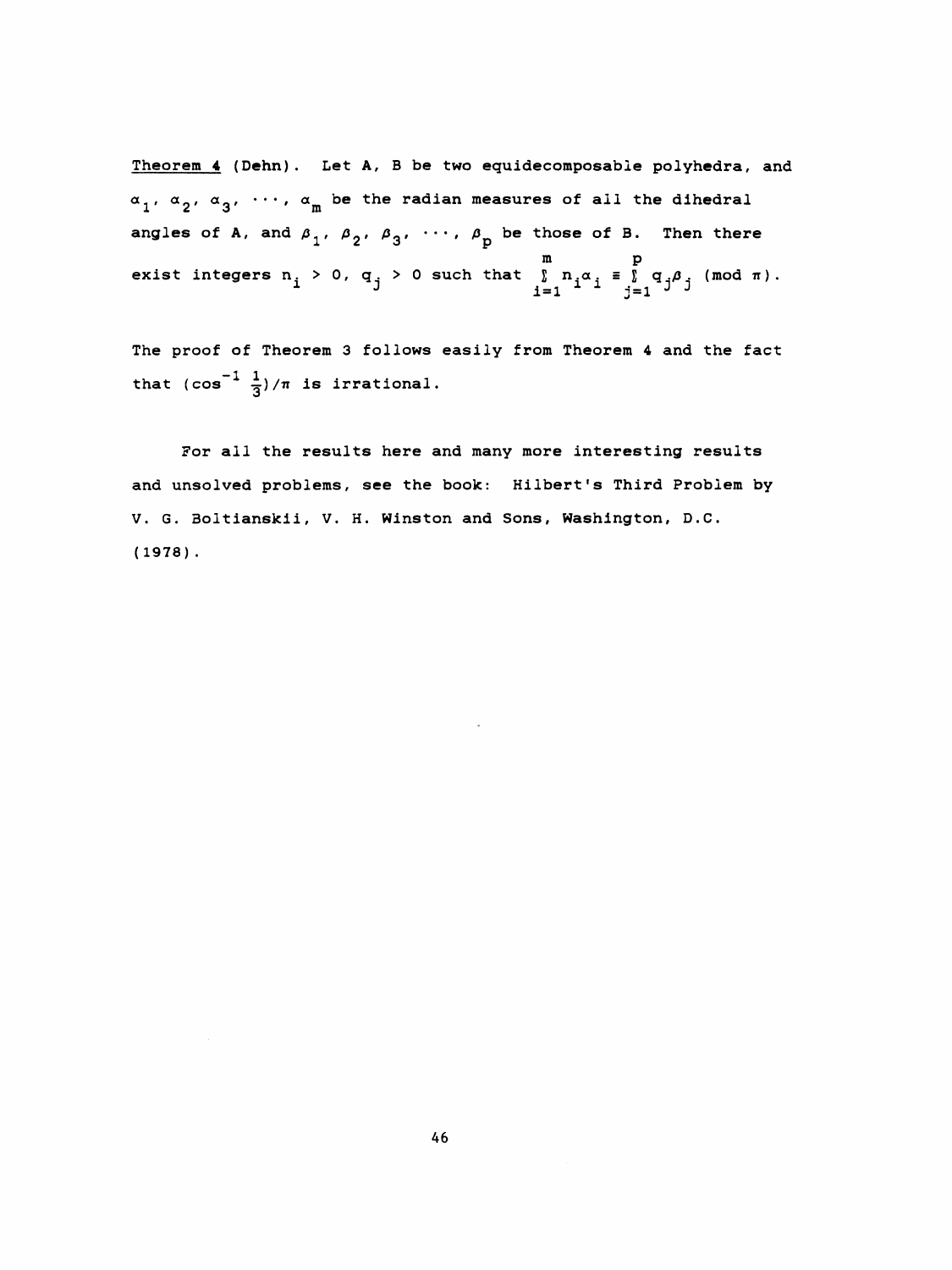Theorem 4 (Dehn). Let A, B be two equidecomposable polyhedra, and $\alpha_1, \alpha_2, \alpha_3, \cdots, \alpha_m$ be the radian measures of all the dihedral angles of A, and $\beta_1, \beta_2, \beta_3, \cdots, \beta_p$ be those of B. Then there exist integers $n_i > 0$, $q_j > 0$ such that $\sum_{i=1}^{m} n_i\alpha_i \equiv \sum_{j=1}^{p} q_j\beta_j \pmod{\pi}$.

The proof of Theorem 3 follows easily from Theorem 4 and the fact that $(\cos^{-1} \frac{1}{3})/\pi$ is irrational.

For all the results here and many more interesting results and unsolved problems, see the book: Hilbert's Third Problem by V. G. Boltianskii, V. H. Winston and Sons, Washington, D.C. (1978).